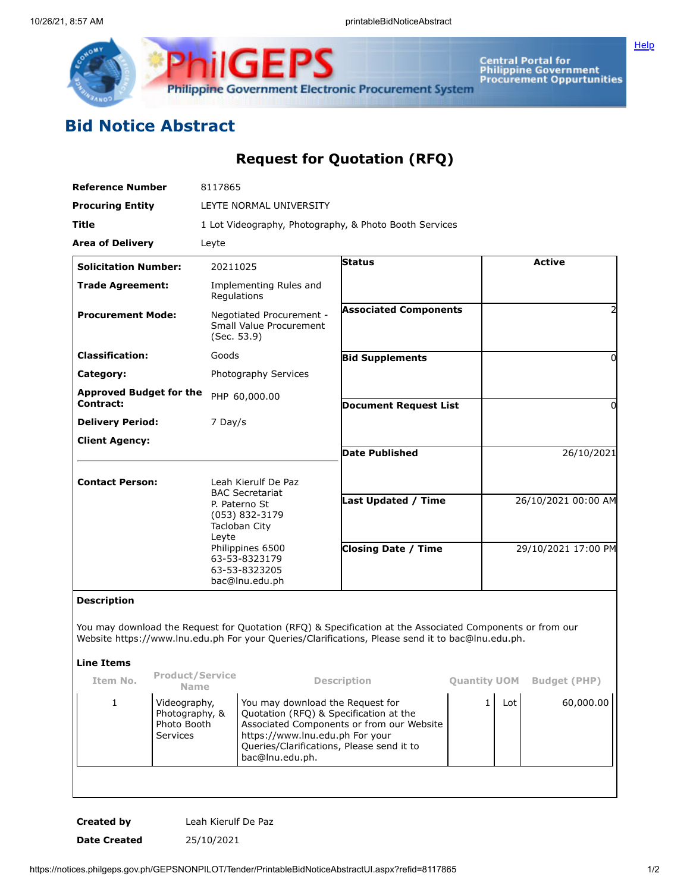# Bid Notice Abstract

## Request for Quotation (RFQ)

| | |
|---|---|
| **Reference Number** | 8117865 |
| **Procuring Entity** | LEYTE NORMAL UNIVERSITY |
| **Title** | 1 Lot Videography, Photography, & Photo Booth Services |
| **Area of Delivery** | Leyte |

| | | | |
|---|---|---|---|
| **Solicitation Number:** | 20211025 | **Status** | Active |
| **Trade Agreement:** | Implementing Rules and Regulations | | |
| **Procurement Mode:** | Negotiated Procurement - Small Value Procurement (Sec. 53.9) | **Associated Components** | 2 |
| **Classification:** | Goods | **Bid Supplements** | 0 |
| **Category:** | Photography Services | | |
| **Approved Budget for the Contract:** | PHP 60,000.00 | **Document Request List** | 0 |
| **Delivery Period:** | 7 Day/s | | |
| **Client Agency:** | | **Date Published** | 26/10/2021 |
| **Contact Person:** | Leah Kierulf De Paz<br>BAC Secretariat<br>P. Paterno St<br>(053) 832-3179<br>Tacloban City<br>Leyte<br>Philippines 6500<br>63-53-8323179<br>63-53-8323205<br>bac@lnu.edu.ph | **Last Updated / Time** | 26/10/2021 00:00 AM |
| | | **Closing Date / Time** | 29/10/2021 17:00 PM |

**Description**

You may download the Request for Quotation (RFQ) & Specification at the Associated Components or from our Website https://www.lnu.edu.ph For your Queries/Clarifications, Please send it to bac@lnu.edu.ph.

**Line Items**

| Item No. | Product/Service Name | Description | Quantity | UOM | Budget (PHP) |
|---|---|---|---|---|---|
| 1 | Videography, Photography, & Photo Booth Services | You may download the Request for Quotation (RFQ) & Specification at the Associated Components or from our Website https://www.lnu.edu.ph For your Queries/Clarifications, Please send it to bac@lnu.edu.ph. | 1 | Lot | 60,000.00 |

| | |
|---|---|
| **Created by** | Leah Kierulf De Paz |
| **Date Created** | 25/10/2021 |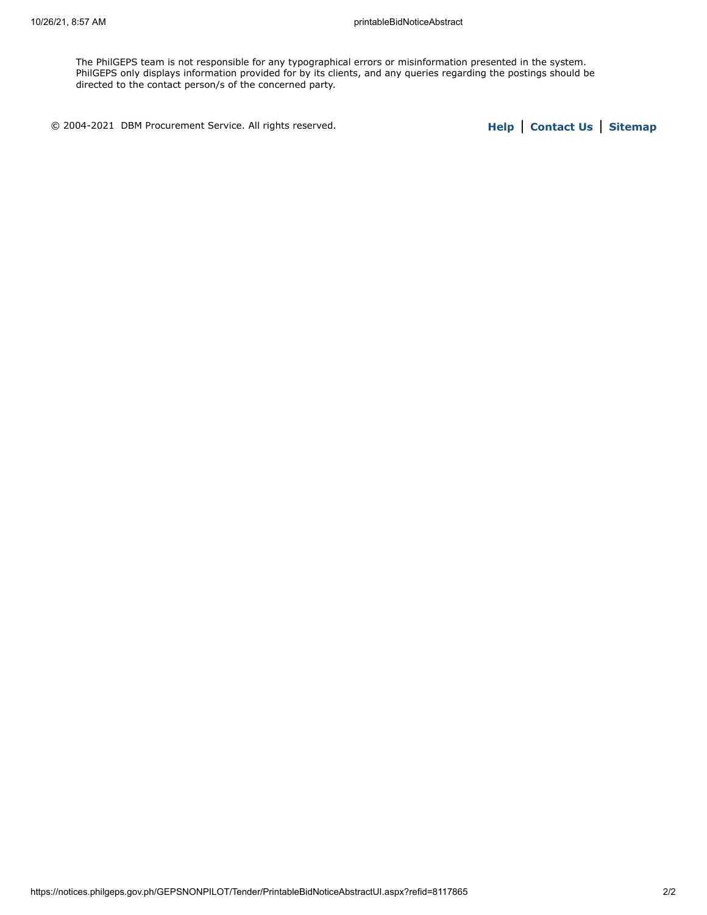The PhilGEPS team is not responsible for any typographical errors or misinformation presented in the system. PhilGEPS only displays information provided for by its clients, and any queries regarding the postings should be directed to the contact person/s of the concerned party.

© 2004-2021 DBM Procurement Service. All rights reserved.

**Help** | **Contact Us** | **Sitemap**